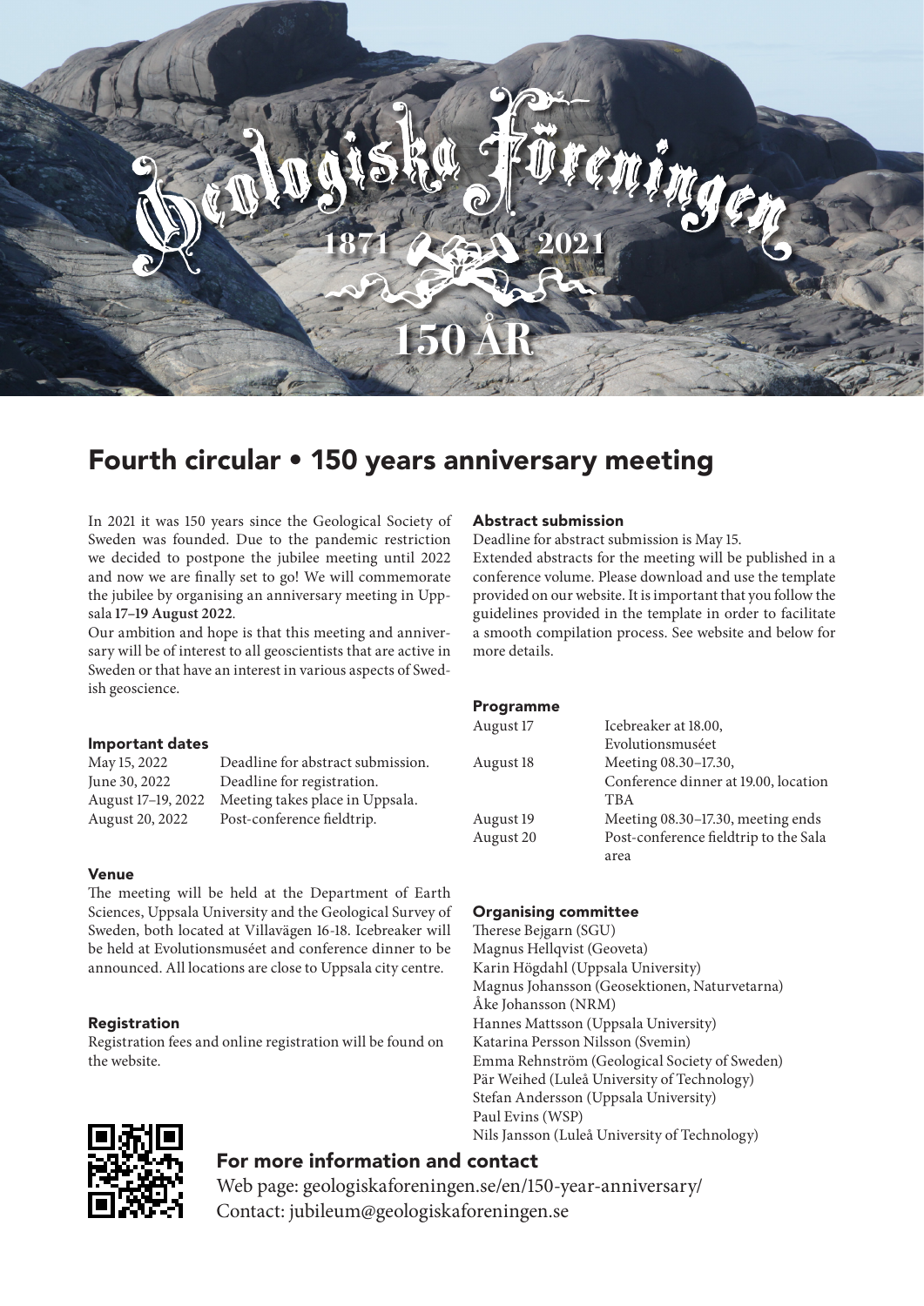Geologiska Föreningen

1871 2021

150 ÅR

# Fourth circular • 150 years anniversary meeting

In 2021 it was 150 years since the Geological Society of Sweden was founded. Due to the pandemic restriction we decided to postpone the jubilee meeting until 2022 and now we are finally set to go! We will commemorate the jubilee by organising an anniversary meeting in Uppsala **17–19 August 2022**.

Our ambition and hope is that this meeting and anniversary will be of interest to all geoscientists that are active in Sweden or that have an interest in various aspects of Swedish geoscience.

### Important dates

| | |
|---|---|
| May 15, 2022 | Deadline for abstract submission. |
| June 30, 2022 | Deadline for registration. |
| August 17–19, 2022 | Meeting takes place in Uppsala. |
| August 20, 2022 | Post-conference fieldtrip. |

### Venue

The meeting will be held at the Department of Earth Sciences, Uppsala University and the Geological Survey of Sweden, both located at Villavägen 16-18. Icebreaker will be held at Evolutionsmuséet and conference dinner to be announced. All locations are close to Uppsala city centre.

### Registration

Registration fees and online registration will be found on the website.

### Abstract submission

Deadline for abstract submission is May 15.

Extended abstracts for the meeting will be published in a conference volume. Please download and use the template provided on our website. It is important that you follow the guidelines provided in the template in order to facilitate a smooth compilation process. See website and below for more details.

### Programme

| | |
|---|---|
| August 17 | Icebreaker at 18.00, Evolutionsmuséet |
| August 18 | Meeting 08.30–17.30, Conference dinner at 19.00, location TBA |
| August 19 | Meeting 08.30–17.30, meeting ends |
| August 20 | Post-conference fieldtrip to the Sala area |

### Organising committee

Therese Bejgarn (SGU)
Magnus Hellqvist (Geoveta)
Karin Högdahl (Uppsala University)
Magnus Johansson (Geosektionen, Naturvetarna)
Åke Johansson (NRM)
Hannes Mattsson (Uppsala University)
Katarina Persson Nilsson (Svemin)
Emma Rehnström (Geological Society of Sweden)
Pär Weihed (Luleå University of Technology)
Stefan Andersson (Uppsala University)
Paul Evins (WSP)
Nils Jansson (Luleå University of Technology)

## For more information and contact

Web page: geologiskaforeningen.se/en/150-year-anniversary/
Contact: jubileum@geologiskaforeningen.se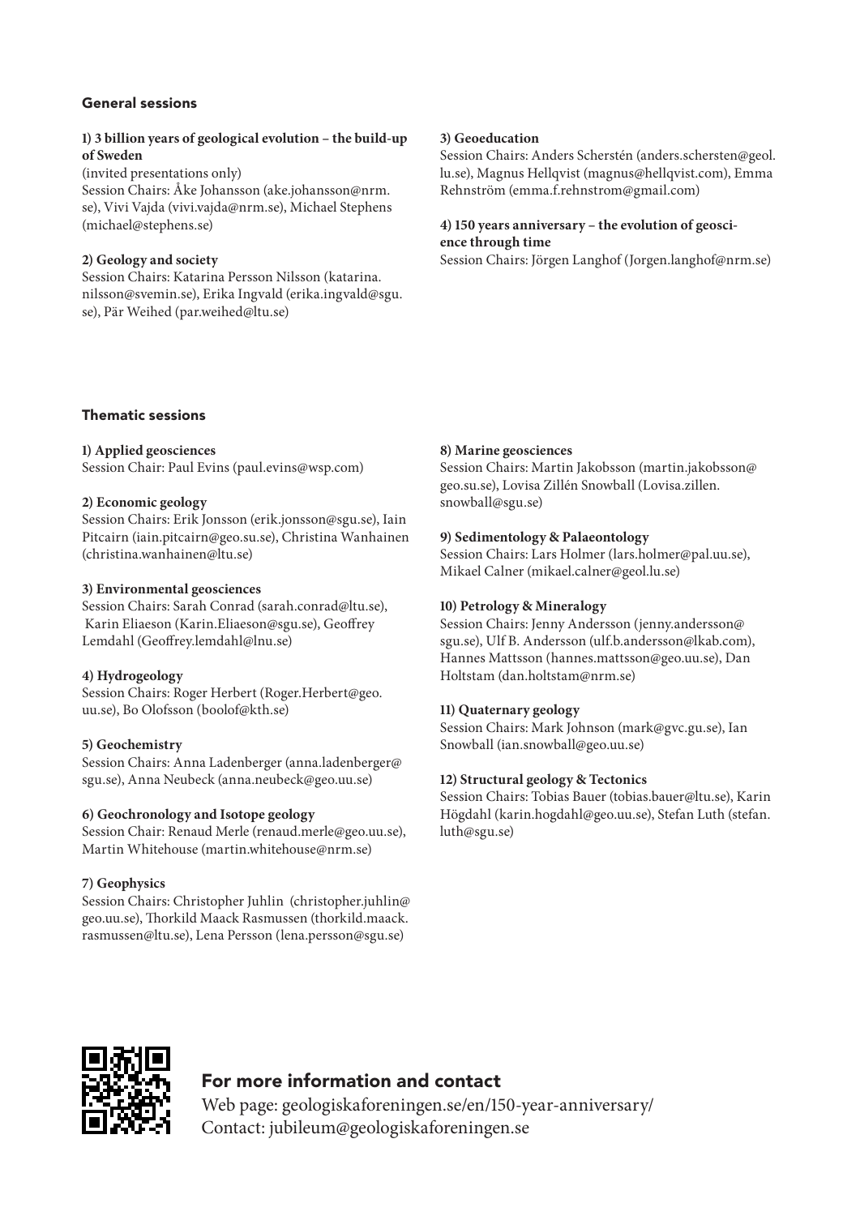## General sessions

**1) 3 billion years of geological evolution – the build-up of Sweden**
(invited presentations only)
Session Chairs: Åke Johansson (ake.johansson@nrm.se), Vivi Vajda (vivi.vajda@nrm.se), Michael Stephens (michael@stephens.se)

**2) Geology and society**
Session Chairs: Katarina Persson Nilsson (katarina.nilsson@svemin.se), Erika Ingvald (erika.ingvald@sgu.se), Pär Weihed (par.weihed@ltu.se)

**3) Geoeducation**
Session Chairs: Anders Scherstén (anders.schersten@geol.lu.se), Magnus Hellqvist (magnus@hellqvist.com), Emma Rehnström (emma.f.rehnstrom@gmail.com)

**4) 150 years anniversary – the evolution of geoscience through time**
Session Chairs: Jörgen Langhof (Jorgen.langhof@nrm.se)

## Thematic sessions

**1) Applied geosciences**
Session Chair: Paul Evins (paul.evins@wsp.com)

**2) Economic geology**
Session Chairs: Erik Jonsson (erik.jonsson@sgu.se), Iain Pitcairn (iain.pitcairn@geo.su.se), Christina Wanhainen (christina.wanhainen@ltu.se)

**3) Environmental geosciences**
Session Chairs: Sarah Conrad (sarah.conrad@ltu.se), Karin Eliaeson (Karin.Eliaeson@sgu.se), Geoffrey Lemdahl (Geoffrey.lemdahl@lnu.se)

**4) Hydrogeology**
Session Chairs: Roger Herbert (Roger.Herbert@geo.uu.se), Bo Olofsson (boolof@kth.se)

**5) Geochemistry**
Session Chairs: Anna Ladenberger (anna.ladenberger@sgu.se), Anna Neubeck (anna.neubeck@geo.uu.se)

**6) Geochronology and Isotope geology**
Session Chair: Renaud Merle (renaud.merle@geo.uu.se), Martin Whitehouse (martin.whitehouse@nrm.se)

**7) Geophysics**
Session Chairs: Christopher Juhlin (christopher.juhlin@geo.uu.se), Thorkild Maack Rasmussen (thorkild.maack.rasmussen@ltu.se), Lena Persson (lena.persson@sgu.se)

**8) Marine geosciences**
Session Chairs: Martin Jakobsson (martin.jakobsson@geo.su.se), Lovisa Zillén Snowball (Lovisa.zillen.snowball@sgu.se)

**9) Sedimentology & Palaeontology**
Session Chairs: Lars Holmer (lars.holmer@pal.uu.se), Mikael Calner (mikael.calner@geol.lu.se)

**10) Petrology & Mineralogy**
Session Chairs: Jenny Andersson (jenny.andersson@sgu.se), Ulf B. Andersson (ulf.b.andersson@lkab.com), Hannes Mattsson (hannes.mattsson@geo.uu.se), Dan Holtstam (dan.holtstam@nrm.se)

**11) Quaternary geology**
Session Chairs: Mark Johnson (mark@gvc.gu.se), Ian Snowball (ian.snowball@geo.uu.se)

**12) Structural geology & Tectonics**
Session Chairs: Tobias Bauer (tobias.bauer@ltu.se), Karin Högdahl (karin.hogdahl@geo.uu.se), Stefan Luth (stefan.luth@sgu.se)

## For more information and contact

Web page: geologiskaforeningen.se/en/150-year-anniversary/
Contact: jubileum@geologiskaforeningen.se